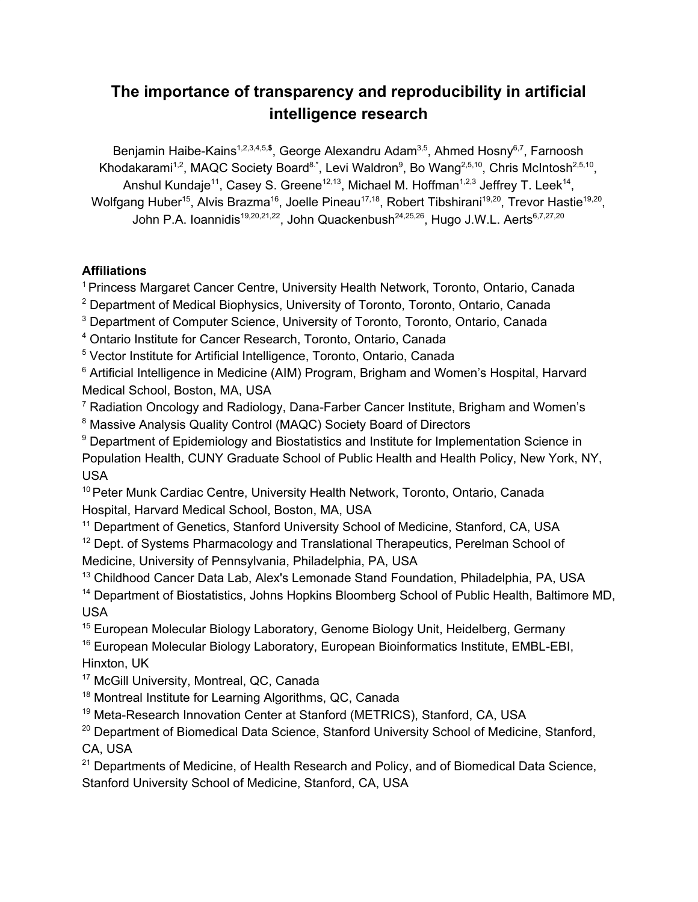# The importance of transparency and reproducibility in artificial intelligence research

Benjamin Haibe-Kains[1,2,3,4,5,$], George Alexandru Adam[3,5], Ahmed Hosny[6,7], Farnoosh Khodakarami[1,2], MAQC Society Board[8,*], Levi Waldron[9], Bo Wang[2,5,10], Chris McIntosh[2,5,10], Anshul Kundaje[11], Casey S. Greene[12,13], Michael M. Hoffman[1,2,3] Jeffrey T. Leek[14], Wolfgang Huber[15], Alvis Brazma[16], Joelle Pineau[17,18], Robert Tibshirani[19,20], Trevor Hastie[19,20], John P.A. Ioannidis[19,20,21,22], John Quackenbush[24,25,26], Hugo J.W.L. Aerts[6,7,27,20]

**Affiliations**

[1] Princess Margaret Cancer Centre, University Health Network, Toronto, Ontario, Canada
[2] Department of Medical Biophysics, University of Toronto, Toronto, Ontario, Canada
[3] Department of Computer Science, University of Toronto, Toronto, Ontario, Canada
[4] Ontario Institute for Cancer Research, Toronto, Ontario, Canada
[5] Vector Institute for Artificial Intelligence, Toronto, Ontario, Canada
[6] Artificial Intelligence in Medicine (AIM) Program, Brigham and Women's Hospital, Harvard Medical School, Boston, MA, USA
[7] Radiation Oncology and Radiology, Dana-Farber Cancer Institute, Brigham and Women's
[8] Massive Analysis Quality Control (MAQC) Society Board of Directors
[9] Department of Epidemiology and Biostatistics and Institute for Implementation Science in Population Health, CUNY Graduate School of Public Health and Health Policy, New York, NY, USA
[10] Peter Munk Cardiac Centre, University Health Network, Toronto, Ontario, Canada Hospital, Harvard Medical School, Boston, MA, USA
[11] Department of Genetics, Stanford University School of Medicine, Stanford, CA, USA
[12] Dept. of Systems Pharmacology and Translational Therapeutics, Perelman School of Medicine, University of Pennsylvania, Philadelphia, PA, USA
[13] Childhood Cancer Data Lab, Alex's Lemonade Stand Foundation, Philadelphia, PA, USA
[14] Department of Biostatistics, Johns Hopkins Bloomberg School of Public Health, Baltimore MD, USA
[15] European Molecular Biology Laboratory, Genome Biology Unit, Heidelberg, Germany
[16] European Molecular Biology Laboratory, European Bioinformatics Institute, EMBL-EBI, Hinxton, UK
[17] McGill University, Montreal, QC, Canada
[18] Montreal Institute for Learning Algorithms, QC, Canada
[19] Meta-Research Innovation Center at Stanford (METRICS), Stanford, CA, USA
[20] Department of Biomedical Data Science, Stanford University School of Medicine, Stanford, CA, USA
[21] Departments of Medicine, of Health Research and Policy, and of Biomedical Data Science, Stanford University School of Medicine, Stanford, CA, USA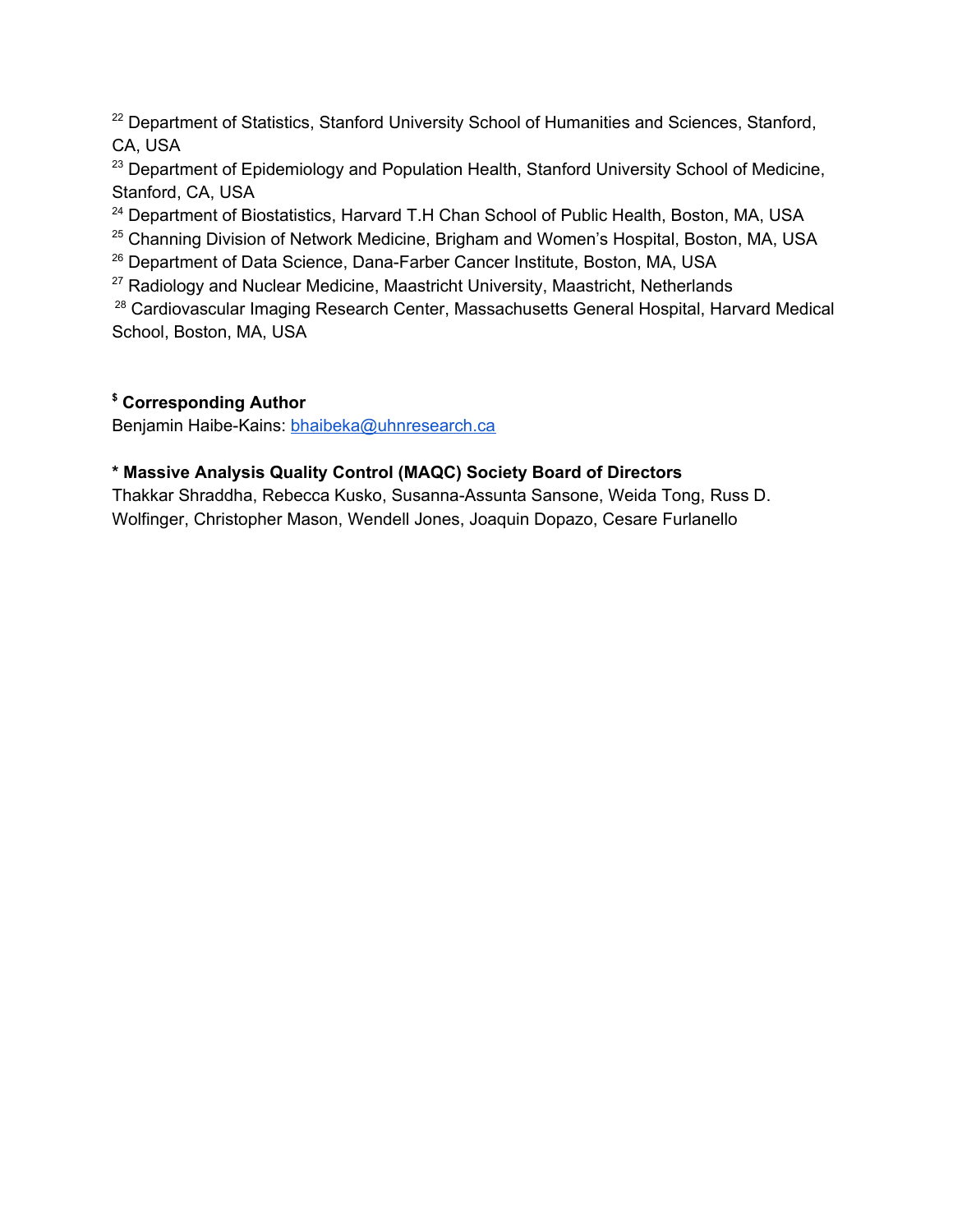[22] Department of Statistics, Stanford University School of Humanities and Sciences, Stanford, CA, USA

[23] Department of Epidemiology and Population Health, Stanford University School of Medicine, Stanford, CA, USA

[24] Department of Biostatistics, Harvard T.H Chan School of Public Health, Boston, MA, USA

[25] Channing Division of Network Medicine, Brigham and Women's Hospital, Boston, MA, USA

[26] Department of Data Science, Dana-Farber Cancer Institute, Boston, MA, USA

[27] Radiology and Nuclear Medicine, Maastricht University, Maastricht, Netherlands

[28] Cardiovascular Imaging Research Center, Massachusetts General Hospital, Harvard Medical School, Boston, MA, USA

**[$] Corresponding Author**

Benjamin Haibe-Kains: bhaibeka@uhnresearch.ca

**\* Massive Analysis Quality Control (MAQC) Society Board of Directors**

Thakkar Shraddha, Rebecca Kusko, Susanna-Assunta Sansone, Weida Tong, Russ D. Wolfinger, Christopher Mason, Wendell Jones, Joaquin Dopazo, Cesare Furlanello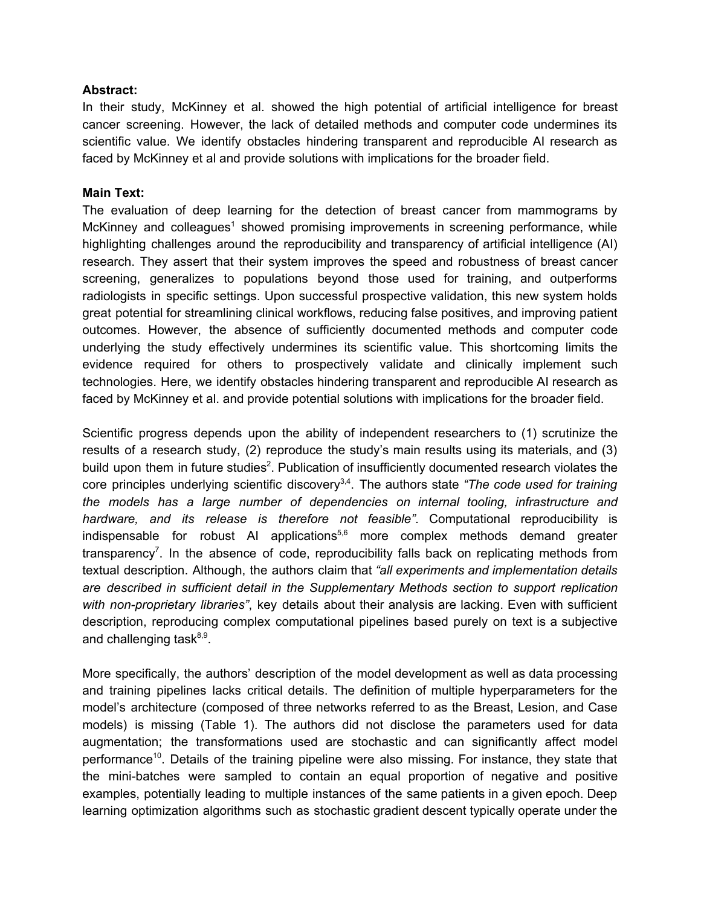**Abstract:**

In their study, McKinney et al. showed the high potential of artificial intelligence for breast cancer screening. However, the lack of detailed methods and computer code undermines its scientific value. We identify obstacles hindering transparent and reproducible AI research as faced by McKinney et al and provide solutions with implications for the broader field.

**Main Text:**

The evaluation of deep learning for the detection of breast cancer from mammograms by McKinney and colleagues[1] showed promising improvements in screening performance, while highlighting challenges around the reproducibility and transparency of artificial intelligence (AI) research. They assert that their system improves the speed and robustness of breast cancer screening, generalizes to populations beyond those used for training, and outperforms radiologists in specific settings. Upon successful prospective validation, this new system holds great potential for streamlining clinical workflows, reducing false positives, and improving patient outcomes. However, the absence of sufficiently documented methods and computer code underlying the study effectively undermines its scientific value. This shortcoming limits the evidence required for others to prospectively validate and clinically implement such technologies. Here, we identify obstacles hindering transparent and reproducible AI research as faced by McKinney et al. and provide potential solutions with implications for the broader field.

Scientific progress depends upon the ability of independent researchers to (1) scrutinize the results of a research study, (2) reproduce the study's main results using its materials, and (3) build upon them in future studies[2]. Publication of insufficiently documented research violates the core principles underlying scientific discovery[3,4]. The authors state *"The code used for training the models has a large number of dependencies on internal tooling, infrastructure and hardware, and its release is therefore not feasible"*. Computational reproducibility is indispensable for robust AI applications[5,6] more complex methods demand greater transparency[7]. In the absence of code, reproducibility falls back on replicating methods from textual description. Although, the authors claim that *"all experiments and implementation details are described in sufficient detail in the Supplementary Methods section to support replication with non-proprietary libraries"*, key details about their analysis are lacking. Even with sufficient description, reproducing complex computational pipelines based purely on text is a subjective and challenging task[8,9].

More specifically, the authors' description of the model development as well as data processing and training pipelines lacks critical details. The definition of multiple hyperparameters for the model's architecture (composed of three networks referred to as the Breast, Lesion, and Case models) is missing (Table 1). The authors did not disclose the parameters used for data augmentation; the transformations used are stochastic and can significantly affect model performance[10]. Details of the training pipeline were also missing. For instance, they state that the mini-batches were sampled to contain an equal proportion of negative and positive examples, potentially leading to multiple instances of the same patients in a given epoch. Deep learning optimization algorithms such as stochastic gradient descent typically operate under the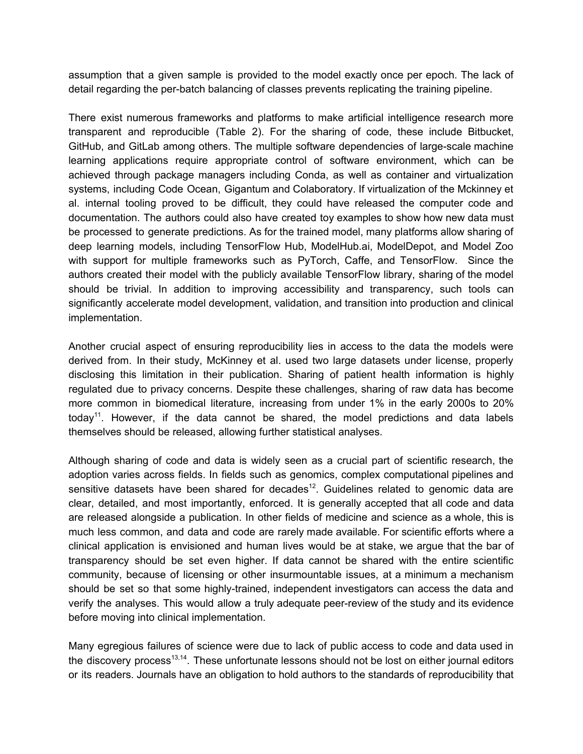assumption that a given sample is provided to the model exactly once per epoch. The lack of detail regarding the per-batch balancing of classes prevents replicating the training pipeline.

There exist numerous frameworks and platforms to make artificial intelligence research more transparent and reproducible (Table 2). For the sharing of code, these include Bitbucket, GitHub, and GitLab among others. The multiple software dependencies of large-scale machine learning applications require appropriate control of software environment, which can be achieved through package managers including Conda, as well as container and virtualization systems, including Code Ocean, Gigantum and Colaboratory. If virtualization of the Mckinney et al. internal tooling proved to be difficult, they could have released the computer code and documentation. The authors could also have created toy examples to show how new data must be processed to generate predictions. As for the trained model, many platforms allow sharing of deep learning models, including TensorFlow Hub, ModelHub.ai, ModelDepot, and Model Zoo with support for multiple frameworks such as PyTorch, Caffe, and TensorFlow. Since the authors created their model with the publicly available TensorFlow library, sharing of the model should be trivial. In addition to improving accessibility and transparency, such tools can significantly accelerate model development, validation, and transition into production and clinical implementation.

Another crucial aspect of ensuring reproducibility lies in access to the data the models were derived from. In their study, McKinney et al. used two large datasets under license, properly disclosing this limitation in their publication. Sharing of patient health information is highly regulated due to privacy concerns. Despite these challenges, sharing of raw data has become more common in biomedical literature, increasing from under 1% in the early 2000s to 20% today[11]. However, if the data cannot be shared, the model predictions and data labels themselves should be released, allowing further statistical analyses.

Although sharing of code and data is widely seen as a crucial part of scientific research, the adoption varies across fields. In fields such as genomics, complex computational pipelines and sensitive datasets have been shared for decades[12]. Guidelines related to genomic data are clear, detailed, and most importantly, enforced. It is generally accepted that all code and data are released alongside a publication. In other fields of medicine and science as a whole, this is much less common, and data and code are rarely made available. For scientific efforts where a clinical application is envisioned and human lives would be at stake, we argue that the bar of transparency should be set even higher. If data cannot be shared with the entire scientific community, because of licensing or other insurmountable issues, at a minimum a mechanism should be set so that some highly-trained, independent investigators can access the data and verify the analyses. This would allow a truly adequate peer-review of the study and its evidence before moving into clinical implementation.

Many egregious failures of science were due to lack of public access to code and data used in the discovery process[13,14]. These unfortunate lessons should not be lost on either journal editors or its readers. Journals have an obligation to hold authors to the standards of reproducibility that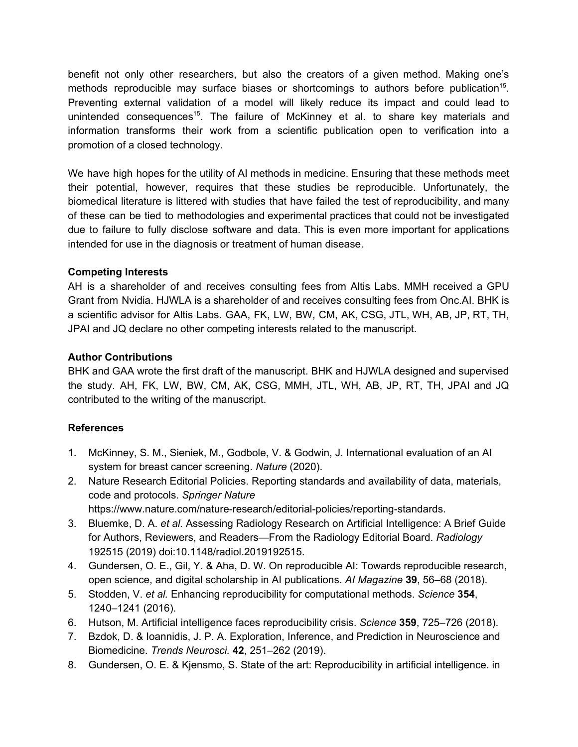benefit not only other researchers, but also the creators of a given method. Making one's methods reproducible may surface biases or shortcomings to authors before publication[15]. Preventing external validation of a model will likely reduce its impact and could lead to unintended consequences[15]. The failure of McKinney et al. to share key materials and information transforms their work from a scientific publication open to verification into a promotion of a closed technology.

We have high hopes for the utility of AI methods in medicine. Ensuring that these methods meet their potential, however, requires that these studies be reproducible. Unfortunately, the biomedical literature is littered with studies that have failed the test of reproducibility, and many of these can be tied to methodologies and experimental practices that could not be investigated due to failure to fully disclose software and data. This is even more important for applications intended for use in the diagnosis or treatment of human disease.

**Competing Interests**

AH is a shareholder of and receives consulting fees from Altis Labs. MMH received a GPU Grant from Nvidia. HJWLA is a shareholder of and receives consulting fees from Onc.AI. BHK is a scientific advisor for Altis Labs. GAA, FK, LW, BW, CM, AK, CSG, JTL, WH, AB, JP, RT, TH, JPAI and JQ declare no other competing interests related to the manuscript.

**Author Contributions**

BHK and GAA wrote the first draft of the manuscript. BHK and HJWLA designed and supervised the study. AH, FK, LW, BW, CM, AK, CSG, MMH, JTL, WH, AB, JP, RT, TH, JPAI and JQ contributed to the writing of the manuscript.

**References**

1. McKinney, S. M., Sieniek, M., Godbole, V. & Godwin, J. International evaluation of an AI system for breast cancer screening. *Nature* (2020).
2. Nature Research Editorial Policies. Reporting standards and availability of data, materials, code and protocols. *Springer Nature* https://www.nature.com/nature-research/editorial-policies/reporting-standards.
3. Bluemke, D. A. *et al.* Assessing Radiology Research on Artificial Intelligence: A Brief Guide for Authors, Reviewers, and Readers—From the Radiology Editorial Board. *Radiology* 192515 (2019) doi:10.1148/radiol.2019192515.
4. Gundersen, O. E., Gil, Y. & Aha, D. W. On reproducible AI: Towards reproducible research, open science, and digital scholarship in AI publications. *AI Magazine* **39**, 56–68 (2018).
5. Stodden, V. *et al.* Enhancing reproducibility for computational methods. *Science* **354**, 1240–1241 (2016).
6. Hutson, M. Artificial intelligence faces reproducibility crisis. *Science* **359**, 725–726 (2018).
7. Bzdok, D. & Ioannidis, J. P. A. Exploration, Inference, and Prediction in Neuroscience and Biomedicine. *Trends Neurosci.* **42**, 251–262 (2019).
8. Gundersen, O. E. & Kjensmo, S. State of the art: Reproducibility in artificial intelligence. in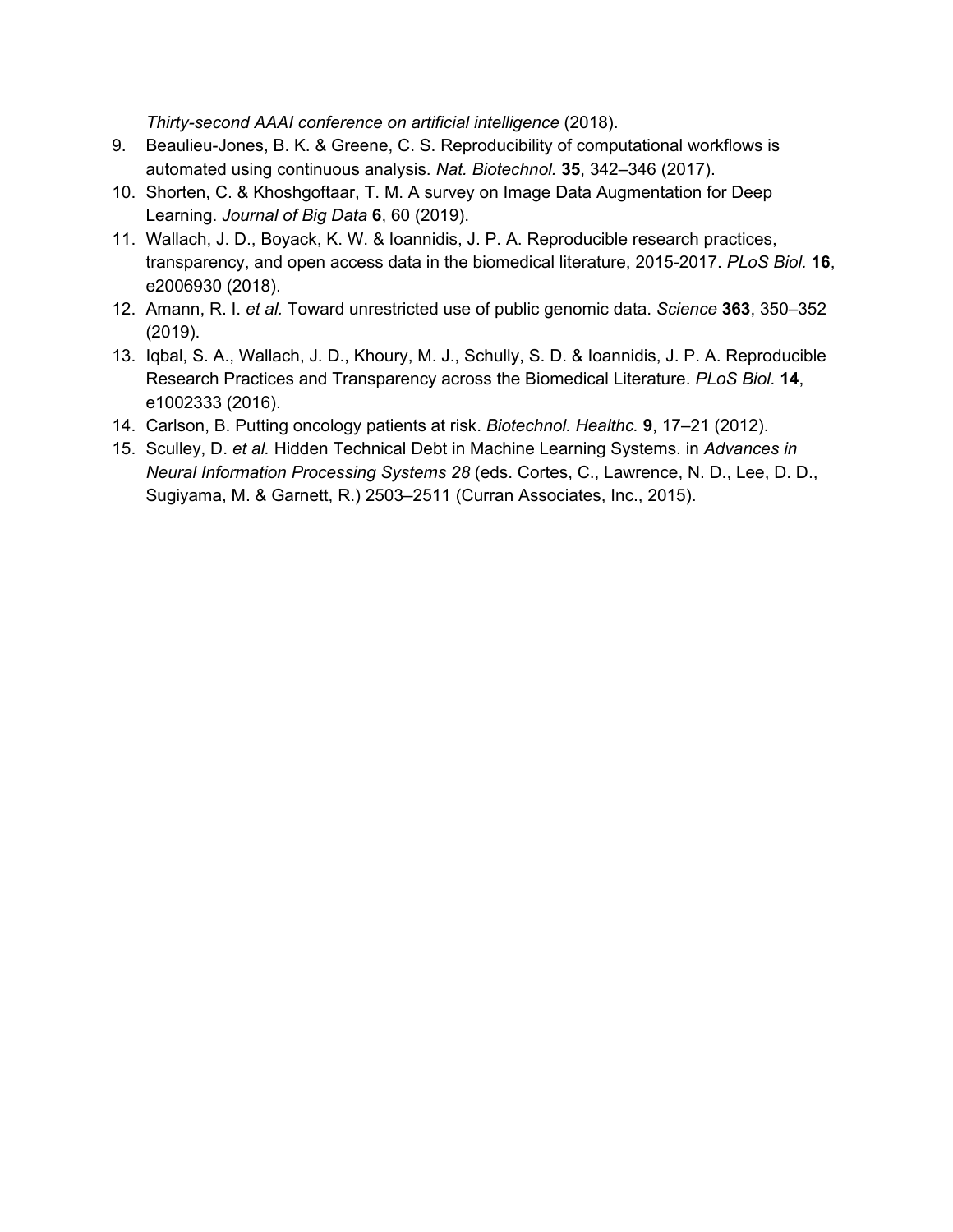*Thirty-second AAAI conference on artificial intelligence* (2018).

9. Beaulieu-Jones, B. K. & Greene, C. S. Reproducibility of computational workflows is automated using continuous analysis. *Nat. Biotechnol.* **35**, 342–346 (2017).
10. Shorten, C. & Khoshgoftaar, T. M. A survey on Image Data Augmentation for Deep Learning. *Journal of Big Data* **6**, 60 (2019).
11. Wallach, J. D., Boyack, K. W. & Ioannidis, J. P. A. Reproducible research practices, transparency, and open access data in the biomedical literature, 2015-2017. *PLoS Biol.* **16**, e2006930 (2018).
12. Amann, R. I. *et al.* Toward unrestricted use of public genomic data. *Science* **363**, 350–352 (2019).
13. Iqbal, S. A., Wallach, J. D., Khoury, M. J., Schully, S. D. & Ioannidis, J. P. A. Reproducible Research Practices and Transparency across the Biomedical Literature. *PLoS Biol.* **14**, e1002333 (2016).
14. Carlson, B. Putting oncology patients at risk. *Biotechnol. Healthc.* **9**, 17–21 (2012).
15. Sculley, D. *et al.* Hidden Technical Debt in Machine Learning Systems. in *Advances in Neural Information Processing Systems 28* (eds. Cortes, C., Lawrence, N. D., Lee, D. D., Sugiyama, M. & Garnett, R.) 2503–2511 (Curran Associates, Inc., 2015).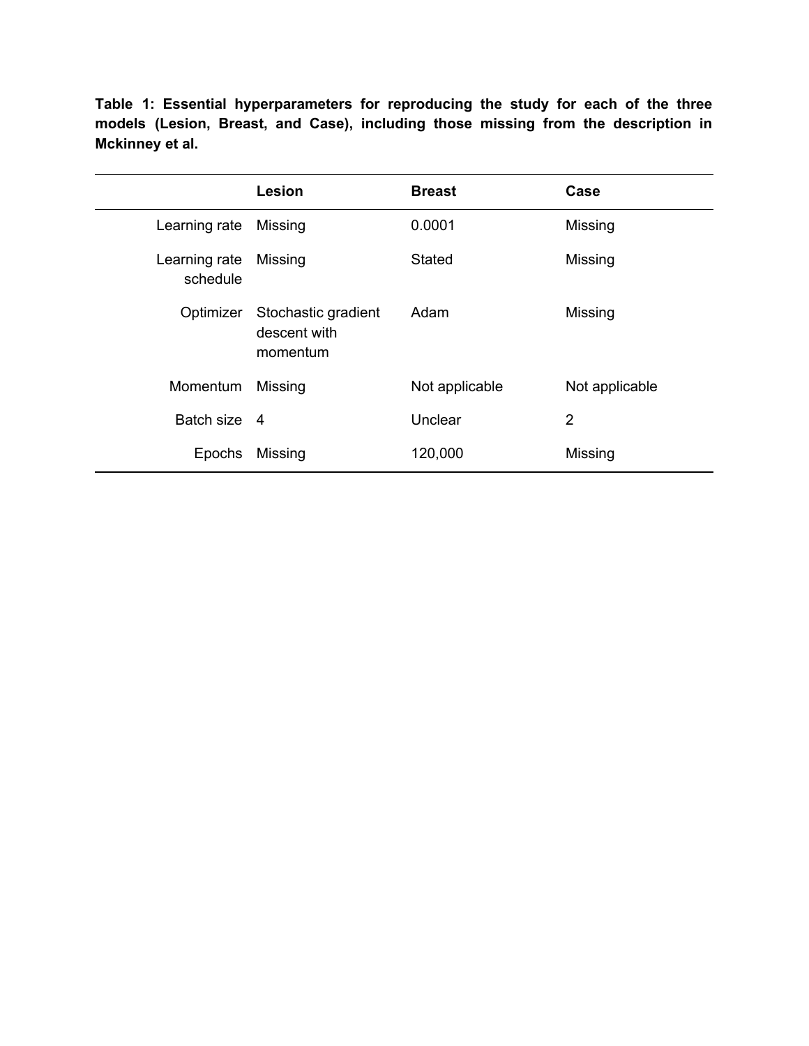**Table 1: Essential hyperparameters for reproducing the study for each of the three models (Lesion, Breast, and Case), including those missing from the description in Mckinney et al.**

| | Lesion | Breast | Case |
|---|---|---|---|
| Learning rate | Missing | 0.0001 | Missing |
| Learning rate schedule | Missing | Stated | Missing |
| Optimizer | Stochastic gradient descent with momentum | Adam | Missing |
| Momentum | Missing | Not applicable | Not applicable |
| Batch size | 4 | Unclear | 2 |
| Epochs | Missing | 120,000 | Missing |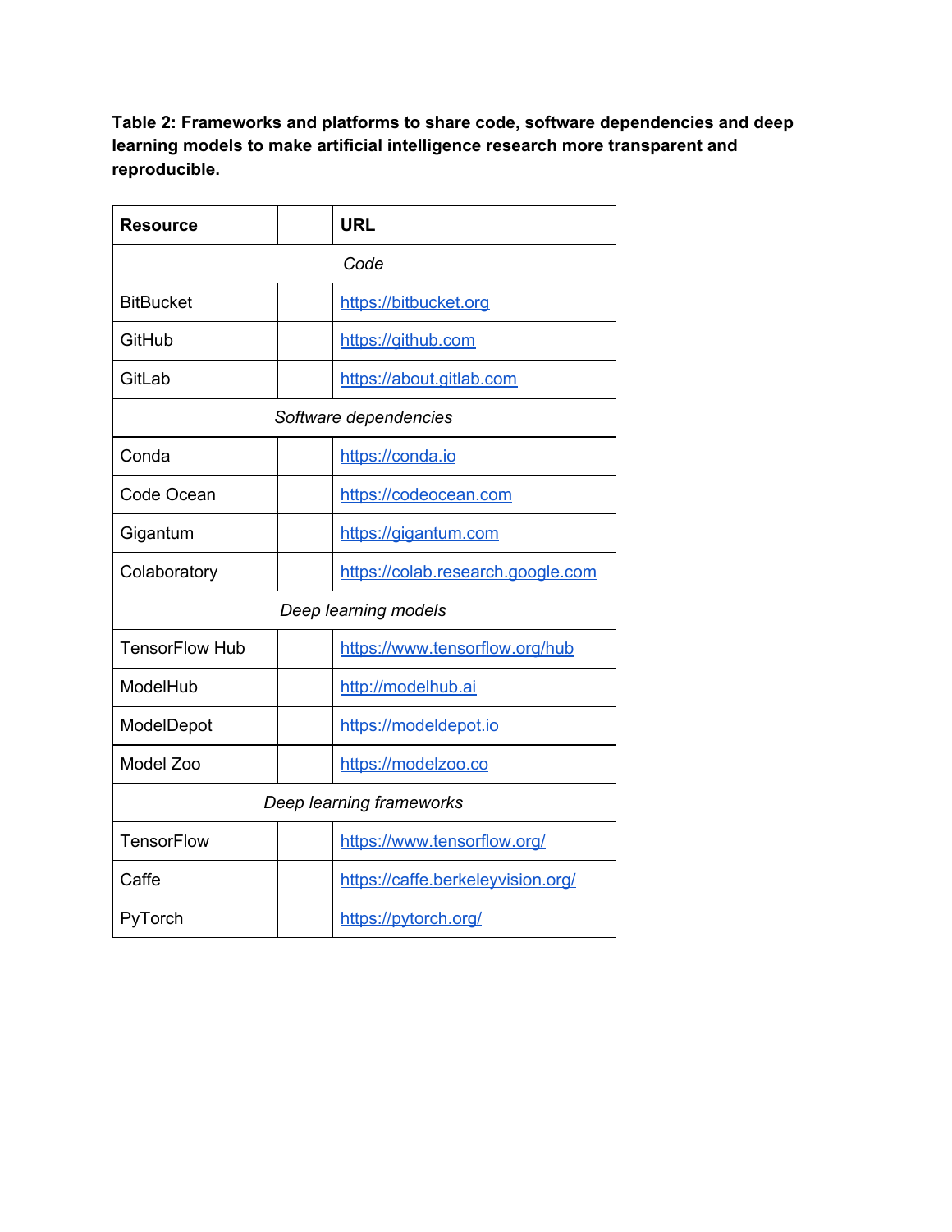**Table 2: Frameworks and platforms to share code, software dependencies and deep learning models to make artificial intelligence research more transparent and reproducible.**

| Resource | | URL |
|---|---|---|
| | *Code* | |
| BitBucket | | https://bitbucket.org |
| GitHub | | https://github.com |
| GitLab | | https://about.gitlab.com |
| | *Software dependencies* | |
| Conda | | https://conda.io |
| Code Ocean | | https://codeocean.com |
| Gigantum | | https://gigantum.com |
| Colaboratory | | https://colab.research.google.com |
| | *Deep learning models* | |
| TensorFlow Hub | | https://www.tensorflow.org/hub |
| ModelHub | | http://modelhub.ai |
| ModelDepot | | https://modeldepot.io |
| Model Zoo | | https://modelzoo.co |
| | *Deep learning frameworks* | |
| TensorFlow | | https://www.tensorflow.org/ |
| Caffe | | https://caffe.berkeleyvision.org/ |
| PyTorch | | https://pytorch.org/ |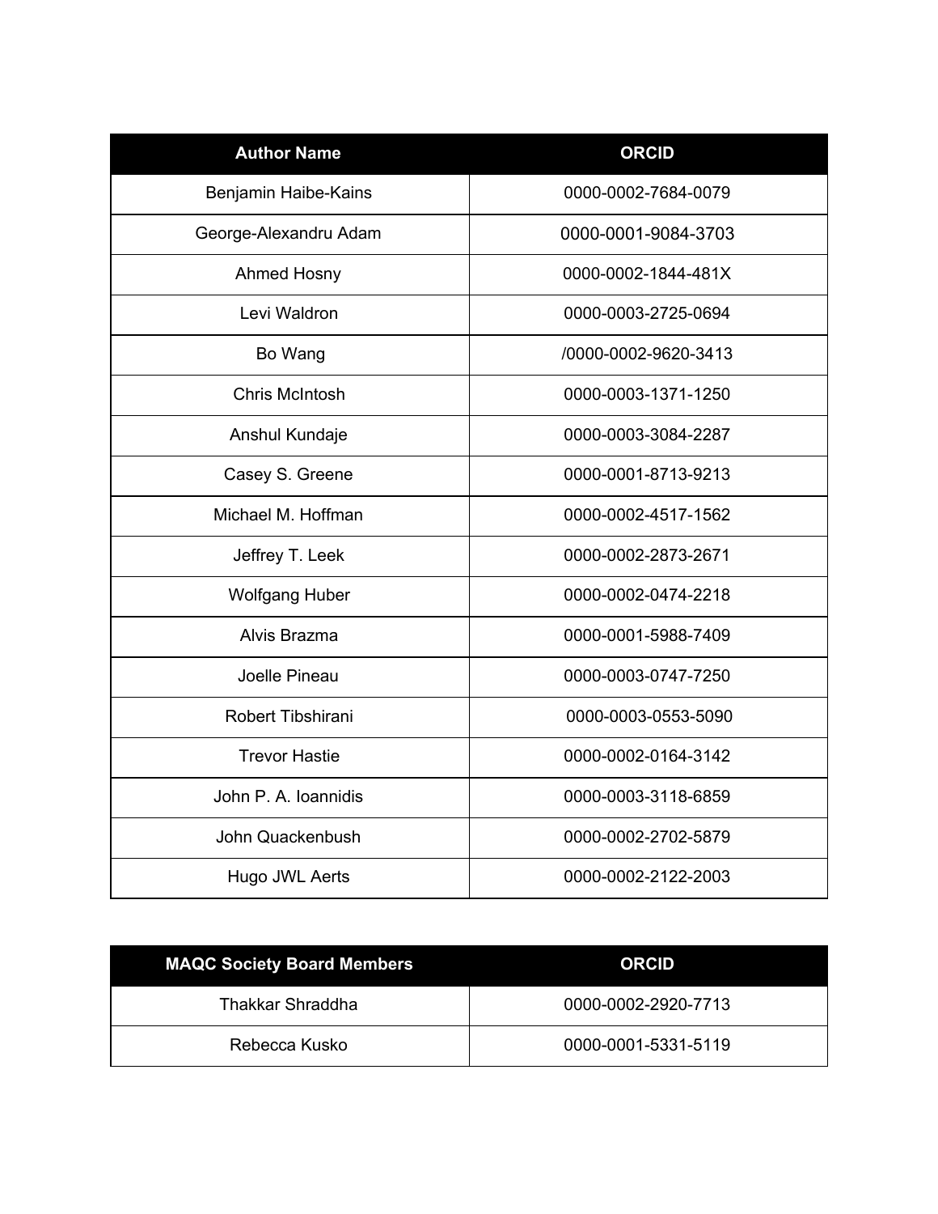| Author Name | ORCID |
| --- | --- |
| Benjamin Haibe-Kains | 0000-0002-7684-0079 |
| George-Alexandru Adam | 0000-0001-9084-3703 |
| Ahmed Hosny | 0000-0002-1844-481X |
| Levi Waldron | 0000-0003-2725-0694 |
| Bo Wang | /0000-0002-9620-3413 |
| Chris McIntosh | 0000-0003-1371-1250 |
| Anshul Kundaje | 0000-0003-3084-2287 |
| Casey S. Greene | 0000-0001-8713-9213 |
| Michael M. Hoffman | 0000-0002-4517-1562 |
| Jeffrey T. Leek | 0000-0002-2873-2671 |
| Wolfgang Huber | 0000-0002-0474-2218 |
| Alvis Brazma | 0000-0001-5988-7409 |
| Joelle Pineau | 0000-0003-0747-7250 |
| Robert Tibshirani | 0000-0003-0553-5090 |
| Trevor Hastie | 0000-0002-0164-3142 |
| John P. A. Ioannidis | 0000-0003-3118-6859 |
| John Quackenbush | 0000-0002-2702-5879 |
| Hugo JWL Aerts | 0000-0002-2122-2003 |

| MAQC Society Board Members | ORCID |
| --- | --- |
| Thakkar Shraddha | 0000-0002-2920-7713 |
| Rebecca Kusko | 0000-0001-5331-5119 |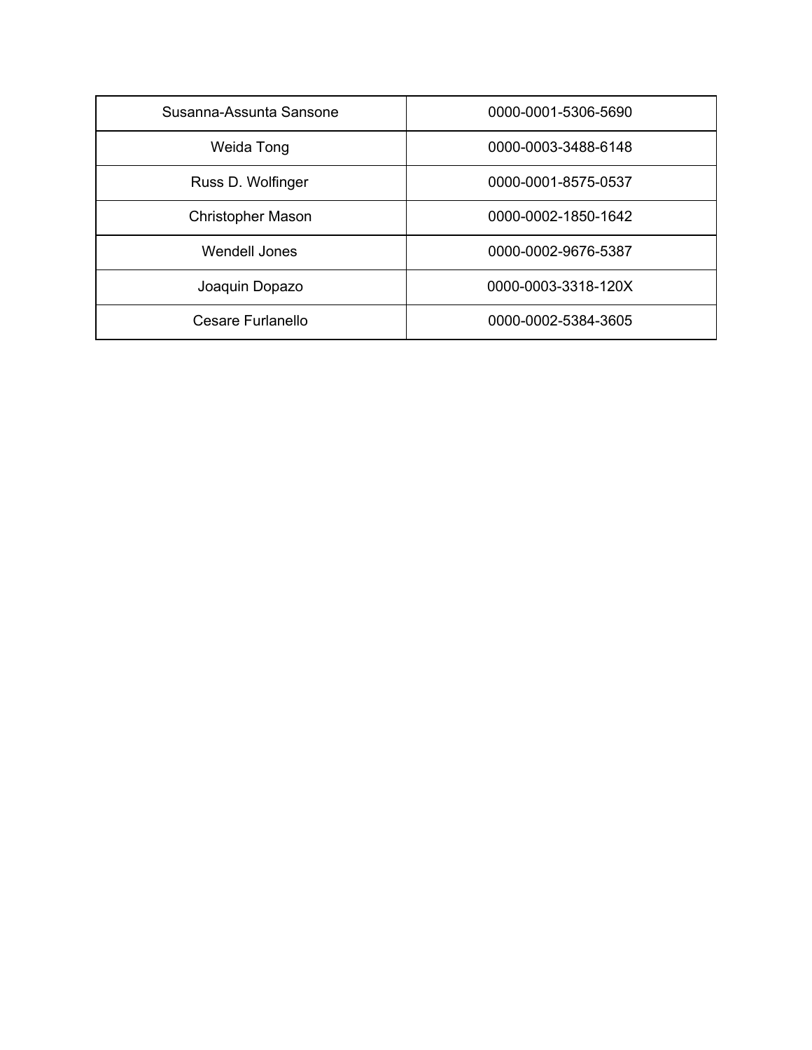| | |
|---|---|
| Susanna-Assunta Sansone | 0000-0001-5306-5690 |
| Weida Tong | 0000-0003-3488-6148 |
| Russ D. Wolfinger | 0000-0001-8575-0537 |
| Christopher Mason | 0000-0002-1850-1642 |
| Wendell Jones | 0000-0002-9676-5387 |
| Joaquin Dopazo | 0000-0003-3318-120X |
| Cesare Furlanello | 0000-0002-5384-3605 |